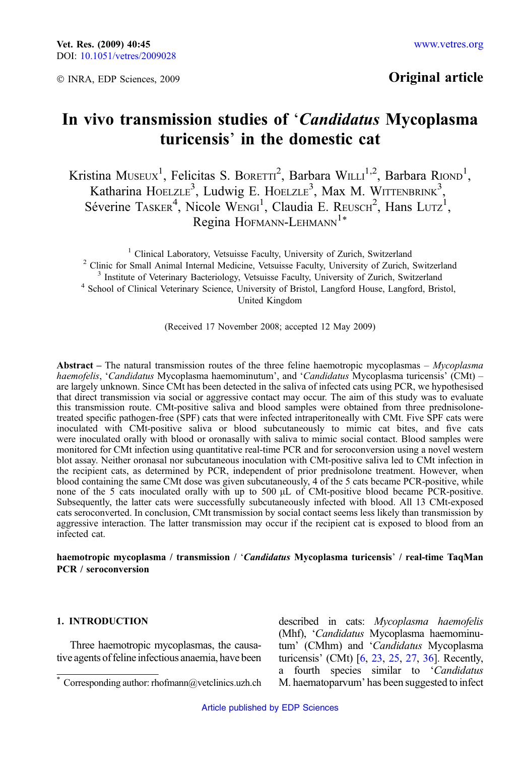© INRA, EDP Sciences, 2009

**Original article**

# In vivo transmission studies of '*Candidatus* Mycoplasma turicensis' in the domestic cat

Kristina Museux[1], Felicitas S. Boretti[2], Barbara Willi[1,2], Barbara Riond[1], Katharina Hoelzle[3], Ludwig E. Hoelzle[3], Max M. Wittenbrink[3], Séverine Tasker[4], Nicole Wengi[1], Claudia E. Reusch[2], Hans Lutz[1], Regina Hofmann-Lehmann[1]*

[1] Clinical Laboratory, Vetsuisse Faculty, University of Zurich, Switzerland
[2] Clinic for Small Animal Internal Medicine, Vetsuisse Faculty, University of Zurich, Switzerland
[3] Institute of Veterinary Bacteriology, Vetsuisse Faculty, University of Zurich, Switzerland
[4] School of Clinical Veterinary Science, University of Bristol, Langford House, Langford, Bristol, United Kingdom

(Received 17 November 2008; accepted 12 May 2009)

**Abstract** – The natural transmission routes of the three feline haemotropic mycoplasmas – *Mycoplasma haemofelis*, '*Candidatus* Mycoplasma haemominutum', and '*Candidatus* Mycoplasma turicensis' (CMt) – are largely unknown. Since CMt has been detected in the saliva of infected cats using PCR, we hypothesised that direct transmission via social or aggressive contact may occur. The aim of this study was to evaluate this transmission route. CMt-positive saliva and blood samples were obtained from three prednisolone-treated specific pathogen-free (SPF) cats that were infected intraperitoneally with CMt. Five SPF cats were inoculated with CMt-positive saliva or blood subcutaneously to mimic cat bites, and five cats were inoculated orally with blood or oronasally with saliva to mimic social contact. Blood samples were monitored for CMt infection using quantitative real-time PCR and for seroconversion using a novel western blot assay. Neither oronasal nor subcutaneous inoculation with CMt-positive saliva led to CMt infection in the recipient cats, as determined by PCR, independent of prior prednisolone treatment. However, when blood containing the same CMt dose was given subcutaneously, 4 of the 5 cats became PCR-positive, while none of the 5 cats inoculated orally with up to 500 μL of CMt-positive blood became PCR-positive. Subsequently, the latter cats were successfully subcutaneously infected with blood. All 13 CMt-exposed cats seroconverted. In conclusion, CMt transmission by social contact seems less likely than transmission by aggressive interaction. The latter transmission may occur if the recipient cat is exposed to blood from an infected cat.

**haemotropic mycoplasma / transmission / '*Candidatus* Mycoplasma turicensis' / real-time TaqMan PCR / seroconversion**

## 1. INTRODUCTION

Three haemotropic mycoplasmas, the causative agents of feline infectious anaemia, have been described in cats: *Mycoplasma haemofelis* (Mhf), '*Candidatus* Mycoplasma haemominutum' (CMhm) and '*Candidatus* Mycoplasma turicensis' (CMt) [6, 23, 25, 27, 36]. Recently, a fourth species similar to '*Candidatus* M. haematoparvum' has been suggested to infect

* Corresponding author: rhofmann@vetclinics.uzh.ch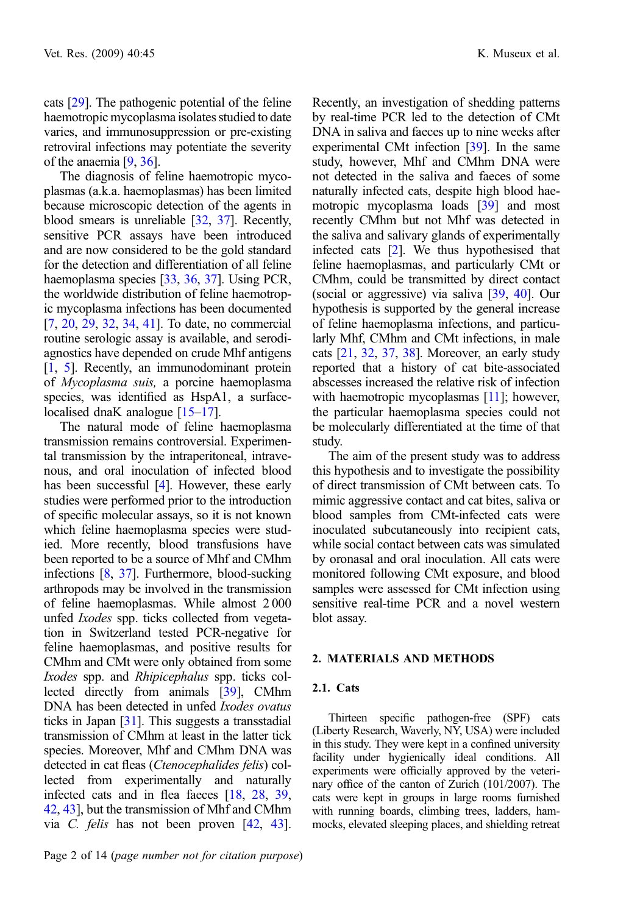cats [29]. The pathogenic potential of the feline haemotropic mycoplasma isolates studied to date varies, and immunosuppression or pre-existing retroviral infections may potentiate the severity of the anaemia [9, 36].

The diagnosis of feline haemotropic mycoplasmas (a.k.a. haemoplasmas) has been limited because microscopic detection of the agents in blood smears is unreliable [32, 37]. Recently, sensitive PCR assays have been introduced and are now considered to be the gold standard for the detection and differentiation of all feline haemoplasma species [33, 36, 37]. Using PCR, the worldwide distribution of feline haemotropic mycoplasma infections has been documented [7, 20, 29, 32, 34, 41]. To date, no commercial routine serologic assay is available, and serodiagnostics have depended on crude Mhf antigens [1, 5]. Recently, an immunodominant protein of *Mycoplasma suis,* a porcine haemoplasma species, was identified as HspA1, a surface-localised dnaK analogue [15–17].

The natural mode of feline haemoplasma transmission remains controversial. Experimental transmission by the intraperitoneal, intravenous, and oral inoculation of infected blood has been successful [4]. However, these early studies were performed prior to the introduction of specific molecular assays, so it is not known which feline haemoplasma species were studied. More recently, blood transfusions have been reported to be a source of Mhf and CMhm infections [8, 37]. Furthermore, blood-sucking arthropods may be involved in the transmission of feline haemoplasmas. While almost 2 000 unfed *Ixodes* spp. ticks collected from vegetation in Switzerland tested PCR-negative for feline haemoplasmas, and positive results for CMhm and CMt were only obtained from some *Ixodes* spp. and *Rhipicephalus* spp. ticks collected directly from animals [39], CMhm DNA has been detected in unfed *Ixodes ovatus* ticks in Japan [31]. This suggests a transstadial transmission of CMhm at least in the latter tick species. Moreover, Mhf and CMhm DNA was detected in cat fleas (*Ctenocephalides felis*) collected from experimentally and naturally infected cats and in flea faeces [18, 28, 39, 42, 43], but the transmission of Mhf and CMhm via *C. felis* has not been proven [42, 43]. Recently, an investigation of shedding patterns by real-time PCR led to the detection of CMt DNA in saliva and faeces up to nine weeks after experimental CMt infection [39]. In the same study, however, Mhf and CMhm DNA were not detected in the saliva and faeces of some naturally infected cats, despite high blood haemotropic mycoplasma loads [39] and most recently CMhm but not Mhf was detected in the saliva and salivary glands of experimentally infected cats [2]. We thus hypothesised that feline haemoplasmas, and particularly CMt or CMhm, could be transmitted by direct contact (social or aggressive) via saliva [39, 40]. Our hypothesis is supported by the general increase of feline haemoplasma infections, and particularly Mhf, CMhm and CMt infections, in male cats [21, 32, 37, 38]. Moreover, an early study reported that a history of cat bite-associated abscesses increased the relative risk of infection with haemotropic mycoplasmas [11]; however, the particular haemoplasma species could not be molecularly differentiated at the time of that study.

The aim of the present study was to address this hypothesis and to investigate the possibility of direct transmission of CMt between cats. To mimic aggressive contact and cat bites, saliva or blood samples from CMt-infected cats were inoculated subcutaneously into recipient cats, while social contact between cats was simulated by oronasal and oral inoculation. All cats were monitored following CMt exposure, and blood samples were assessed for CMt infection using sensitive real-time PCR and a novel western blot assay.

## 2. MATERIALS AND METHODS

### 2.1. Cats

Thirteen specific pathogen-free (SPF) cats (Liberty Research, Waverly, NY, USA) were included in this study. They were kept in a confined university facility under hygienically ideal conditions. All experiments were officially approved by the veterinary office of the canton of Zurich (101/2007). The cats were kept in groups in large rooms furnished with running boards, climbing trees, ladders, hammocks, elevated sleeping places, and shielding retreat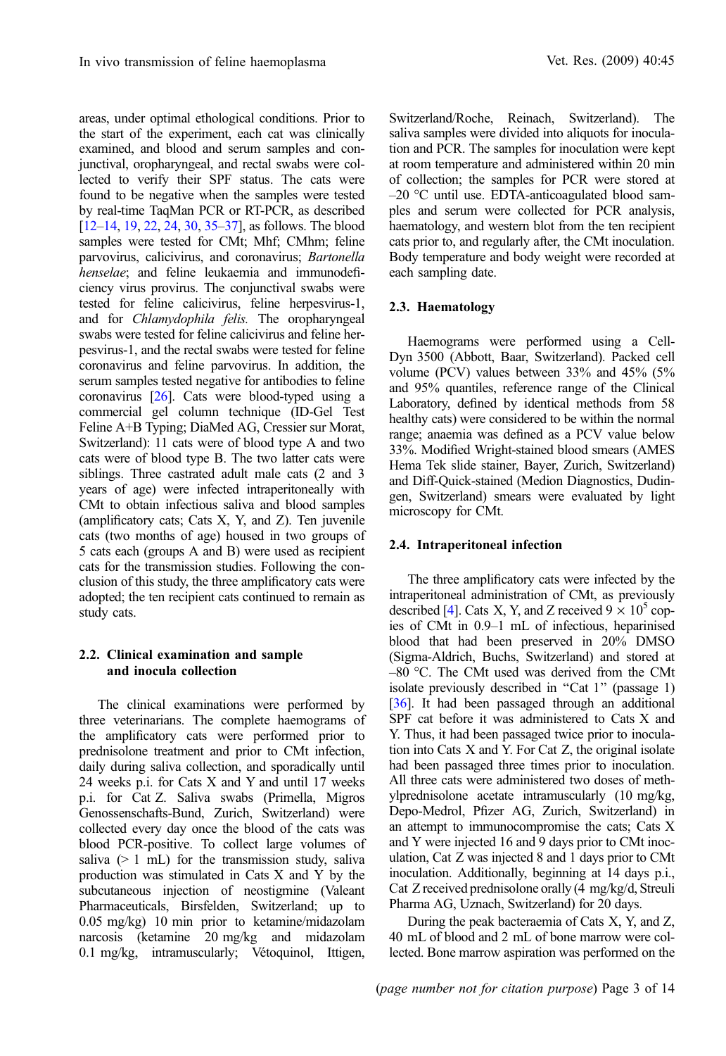areas, under optimal ethological conditions. Prior to the start of the experiment, each cat was clinically examined, and blood and serum samples and conjunctival, oropharyngeal, and rectal swabs were collected to verify their SPF status. The cats were found to be negative when the samples were tested by real-time TaqMan PCR or RT-PCR, as described [12–14, 19, 22, 24, 30, 35–37], as follows. The blood samples were tested for CMt; Mhf; CMhm; feline parvovirus, calicivirus, and coronavirus; *Bartonella henselae*; and feline leukaemia and immunodeficiency virus provirus. The conjunctival swabs were tested for feline calicivirus, feline herpesvirus-1, and for *Chlamydophila felis.* The oropharyngeal swabs were tested for feline calicivirus and feline herpesvirus-1, and the rectal swabs were tested for feline coronavirus and feline parvovirus. In addition, the serum samples tested negative for antibodies to feline coronavirus [26]. Cats were blood-typed using a commercial gel column technique (ID-Gel Test Feline A+B Typing; DiaMed AG, Cressier sur Morat, Switzerland): 11 cats were of blood type A and two cats were of blood type B. The two latter cats were siblings. Three castrated adult male cats (2 and 3 years of age) were infected intraperitoneally with CMt to obtain infectious saliva and blood samples (amplificatory cats; Cats X, Y, and Z). Ten juvenile cats (two months of age) housed in two groups of 5 cats each (groups A and B) were used as recipient cats for the transmission studies. Following the conclusion of this study, the three amplificatory cats were adopted; the ten recipient cats continued to remain as study cats.

### 2.2. Clinical examination and sample and inocula collection

The clinical examinations were performed by three veterinarians. The complete haemograms of the amplificatory cats were performed prior to prednisolone treatment and prior to CMt infection, daily during saliva collection, and sporadically until 24 weeks p.i. for Cats X and Y and until 17 weeks p.i. for Cat Z. Saliva swabs (Primella, Migros Genossenschafts-Bund, Zurich, Switzerland) were collected every day once the blood of the cats was blood PCR-positive. To collect large volumes of saliva (> 1 mL) for the transmission study, saliva production was stimulated in Cats X and Y by the subcutaneous injection of neostigmine (Valeant Pharmaceuticals, Birsfelden, Switzerland; up to 0.05 mg/kg) 10 min prior to ketamine/midazolam narcosis (ketamine 20 mg/kg and midazolam 0.1 mg/kg, intramuscularly; Vétoquinol, Ittigen, Switzerland/Roche, Reinach, Switzerland). The saliva samples were divided into aliquots for inoculation and PCR. The samples for inoculation were kept at room temperature and administered within 20 min of collection; the samples for PCR were stored at –20 °C until use. EDTA-anticoagulated blood samples and serum were collected for PCR analysis, haematology, and western blot from the ten recipient cats prior to, and regularly after, the CMt inoculation. Body temperature and body weight were recorded at each sampling date.

### 2.3. Haematology

Haemograms were performed using a Cell-Dyn 3500 (Abbott, Baar, Switzerland). Packed cell volume (PCV) values between 33% and 45% (5% and 95% quantiles, reference range of the Clinical Laboratory, defined by identical methods from 58 healthy cats) were considered to be within the normal range; anaemia was defined as a PCV value below 33%. Modified Wright-stained blood smears (AMES Hema Tek slide stainer, Bayer, Zurich, Switzerland) and Diff-Quick-stained (Medion Diagnostics, Dudingen, Switzerland) smears were evaluated by light microscopy for CMt.

### 2.4. Intraperitoneal infection

The three amplificatory cats were infected by the intraperitoneal administration of CMt, as previously described [4]. Cats X, Y, and Z received $9 \times 10^5$ copies of CMt in 0.9–1 mL of infectious, heparinised blood that had been preserved in 20% DMSO (Sigma-Aldrich, Buchs, Switzerland) and stored at –80 °C. The CMt used was derived from the CMt isolate previously described in "Cat 1" (passage 1) [36]. It had been passaged through an additional SPF cat before it was administered to Cats X and Y. Thus, it had been passaged twice prior to inoculation into Cats X and Y. For Cat Z, the original isolate had been passaged three times prior to inoculation. All three cats were administered two doses of methylprednisolone acetate intramuscularly (10 mg/kg, Depo-Medrol, Pfizer AG, Zurich, Switzerland) in an attempt to immunocompromise the cats; Cats X and Y were injected 16 and 9 days prior to CMt inoculation, Cat Z was injected 8 and 1 days prior to CMt inoculation. Additionally, beginning at 14 days p.i., Cat Z received prednisolone orally (4 mg/kg/d, Streuli Pharma AG, Uznach, Switzerland) for 20 days.

During the peak bacteraemia of Cats X, Y, and Z, 40 mL of blood and 2 mL of bone marrow were collected. Bone marrow aspiration was performed on the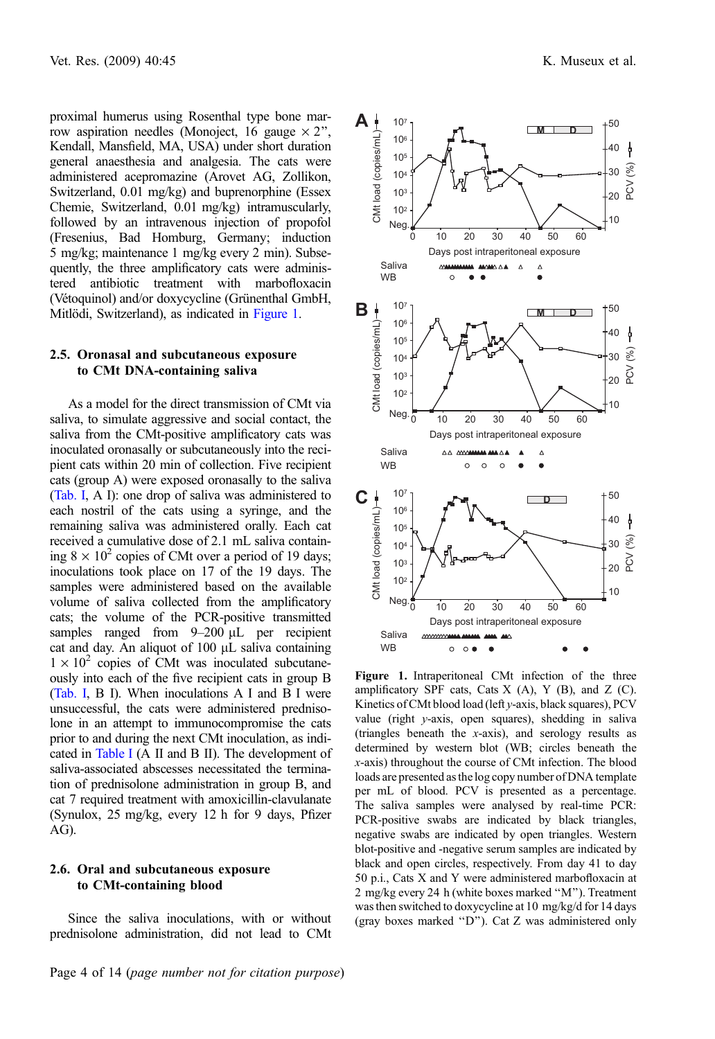proximal humerus using Rosenthal type bone marrow aspiration needles (Monoject, 16 gauge × 2", Kendall, Mansfield, MA, USA) under short duration general anaesthesia and analgesia. The cats were administered acepromazine (Arovet AG, Zollikon, Switzerland, 0.01 mg/kg) and buprenorphine (Essex Chemie, Switzerland, 0.01 mg/kg) intramuscularly, followed by an intravenous injection of propofol (Fresenius, Bad Homburg, Germany; induction 5 mg/kg; maintenance 1 mg/kg every 2 min). Subsequently, the three amplificatory cats were administered antibiotic treatment with marbofloxacin (Vétoquinol) and/or doxycycline (Grünenthal GmbH, Mitlödi, Switzerland), as indicated in Figure 1.

### 2.5. Oronasal and subcutaneous exposure to CMt DNA-containing saliva

As a model for the direct transmission of CMt via saliva, to simulate aggressive and social contact, the saliva from the CMt-positive amplificatory cats was inoculated oronasally or subcutaneously into the recipient cats within 20 min of collection. Five recipient cats (group A) were exposed oronasally to the saliva (Tab. I, A I): one drop of saliva was administered to each nostril of the cats using a syringe, and the remaining saliva was administered orally. Each cat received a cumulative dose of 2.1 mL saliva containing $8 \times 10^2$ copies of CMt over a period of 19 days; inoculations took place on 17 of the 19 days. The samples were administered based on the available volume of saliva collected from the amplificatory cats; the volume of the PCR-positive transmitted samples ranged from 9–200 µL per recipient cat and day. An aliquot of 100 µL saliva containing $1 \times 10^2$ copies of CMt was inoculated subcutaneously into each of the five recipient cats in group B (Tab. I, B I). When inoculations A I and B I were unsuccessful, the cats were administered prednisolone in an attempt to immunocompromise the cats prior to and during the next CMt inoculation, as indicated in Table I (A II and B II). The development of saliva-associated abscesses necessitated the termination of prednisolone administration in group B, and cat 7 required treatment with amoxicillin-clavulanate (Synulox, 25 mg/kg, every 12 h for 9 days, Pfizer AG).

### 2.6. Oral and subcutaneous exposure to CMt-containing blood

Since the saliva inoculations, with or without prednisolone administration, did not lead to CMt

**Figure 1.** Intraperitoneal CMt infection of the three amplificatory SPF cats, Cats X (A), Y (B), and Z (C). Kinetics of CMt blood load (left *y*-axis, black squares), PCV value (right *y*-axis, open squares), shedding in saliva (triangles beneath the *x*-axis), and serology results as determined by western blot (WB; circles beneath the *x*-axis) throughout the course of CMt infection. The blood loads are presented as the log copy number of DNA template per mL of blood. PCV is presented as a percentage. The saliva samples were analysed by real-time PCR: PCR-positive swabs are indicated by black triangles, negative swabs are indicated by open triangles. Western blot-positive and -negative serum samples are indicated by black and open circles, respectively. From day 41 to day 50 p.i., Cats X and Y were administered marbofloxacin at 2 mg/kg every 24 h (white boxes marked "M"). Treatment was then switched to doxycycline at 10 mg/kg/d for 14 days (gray boxes marked "D"). Cat Z was administered only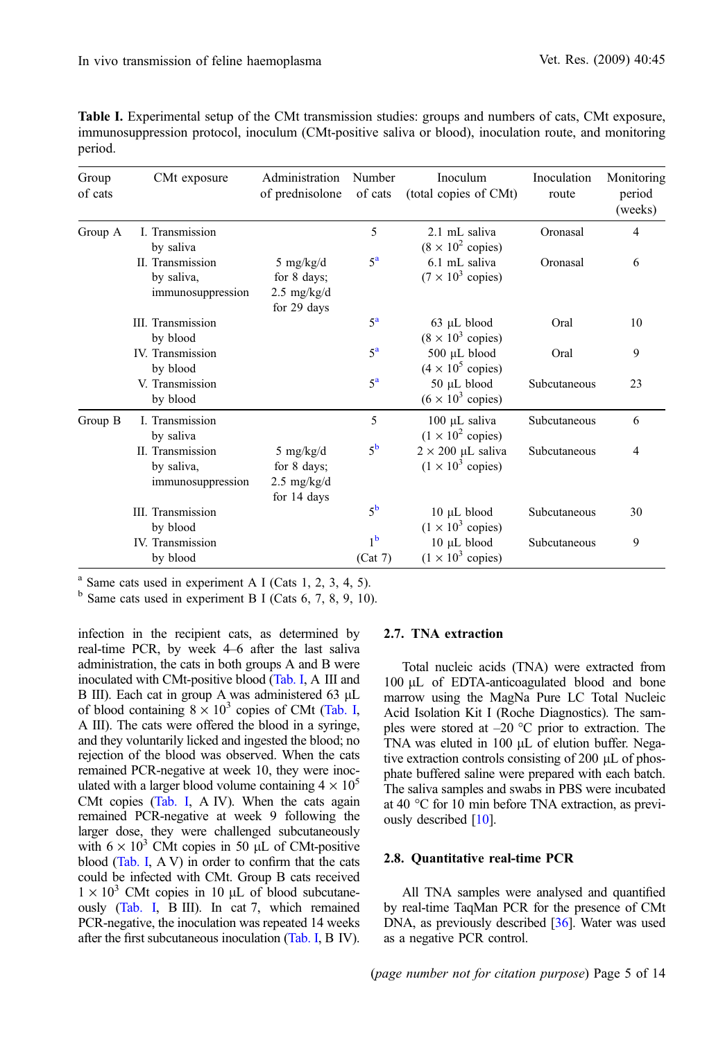**Table I.** Experimental setup of the CMt transmission studies: groups and numbers of cats, CMt exposure, immunosuppression protocol, inoculum (CMt-positive saliva or blood), inoculation route, and monitoring period.

| Group of cats | CMt exposure | Administration of prednisolone | Number of cats | Inoculum (total copies of CMt) | Inoculation route | Monitoring period (weeks) |
|---|---|---|---|---|---|---|
| Group A | I. Transmission by saliva | | 5 | 2.1 mL saliva ($8 \times 10^2$ copies) | Oronasal | 4 |
| | II. Transmission by saliva, immunosuppression | 5 mg/kg/d for 8 days; 2.5 mg/kg/d for 29 days | 5[a] | 6.1 mL saliva ($7 \times 10^3$ copies) | Oronasal | 6 |
| | III. Transmission by blood | | 5[a] | 63 µL blood ($8 \times 10^3$ copies) | Oral | 10 |
| | IV. Transmission by blood | | 5[a] | 500 µL blood ($4 \times 10^5$ copies) | Oral | 9 |
| | V. Transmission by blood | | 5[a] | 50 µL blood ($6 \times 10^3$ copies) | Subcutaneous | 23 |
| Group B | I. Transmission by saliva | | 5 | 100 µL saliva ($1 \times 10^2$ copies) | Subcutaneous | 6 |
| | II. Transmission by saliva, immunosuppression | 5 mg/kg/d for 8 days; 2.5 mg/kg/d for 14 days | 5[b] | $2 \times 200$ µL saliva ($1 \times 10^3$ copies) | Subcutaneous | 4 |
| | III. Transmission by blood | | 5[b] | 10 µL blood ($1 \times 10^3$ copies) | Subcutaneous | 30 |
| | IV. Transmission by blood | | 1[b] (Cat 7) | 10 µL blood ($1 \times 10^3$ copies) | Subcutaneous | 9 |

[a] Same cats used in experiment A I (Cats 1, 2, 3, 4, 5).
[b] Same cats used in experiment B I (Cats 6, 7, 8, 9, 10).

infection in the recipient cats, as determined by real-time PCR, by week 4–6 after the last saliva administration, the cats in both groups A and B were inoculated with CMt-positive blood (Tab. I, A III and B III). Each cat in group A was administered 63 µL of blood containing $8 \times 10^3$ copies of CMt (Tab. I, A III). The cats were offered the blood in a syringe, and they voluntarily licked and ingested the blood; no rejection of the blood was observed. When the cats remained PCR-negative at week 10, they were inoculated with a larger blood volume containing $4 \times 10^5$ CMt copies (Tab. I, A IV). When the cats again remained PCR-negative at week 9 following the larger dose, they were challenged subcutaneously with $6 \times 10^3$ CMt copies in 50 µL of CMt-positive blood (Tab. I, A V) in order to confirm that the cats could be infected with CMt. Group B cats received $1 \times 10^3$ CMt copies in 10 µL of blood subcutaneously (Tab. I, B III). In cat 7, which remained PCR-negative, the inoculation was repeated 14 weeks after the first subcutaneous inoculation (Tab. I, B IV).

### 2.7. TNA extraction

Total nucleic acids (TNA) were extracted from 100 µL of EDTA-anticoagulated blood and bone marrow using the MagNa Pure LC Total Nucleic Acid Isolation Kit I (Roche Diagnostics). The samples were stored at –20 °C prior to extraction. The TNA was eluted in 100 µL of elution buffer. Negative extraction controls consisting of 200 µL of phosphate buffered saline were prepared with each batch. The saliva samples and swabs in PBS were incubated at 40 °C for 10 min before TNA extraction, as previously described [10].

### 2.8. Quantitative real-time PCR

All TNA samples were analysed and quantified by real-time TaqMan PCR for the presence of CMt DNA, as previously described [36]. Water was used as a negative PCR control.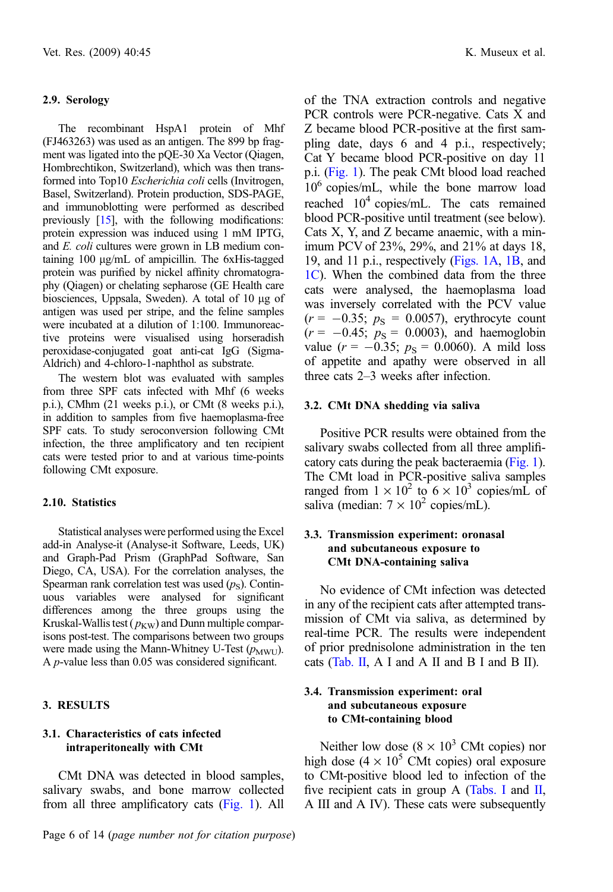### 2.9. Serology

The recombinant HspA1 protein of Mhf (FJ463263) was used as an antigen. The 899 bp fragment was ligated into the pQE-30 Xa Vector (Qiagen, Hombrechtikon, Switzerland), which was then transformed into Top10 *Escherichia coli* cells (Invitrogen, Basel, Switzerland). Protein production, SDS-PAGE, and immunoblotting were performed as described previously [15], with the following modifications: protein expression was induced using 1 mM IPTG, and *E. coli* cultures were grown in LB medium containing 100 μg/mL of ampicillin. The 6xHis-tagged protein was purified by nickel affinity chromatography (Qiagen) or chelating sepharose (GE Health care biosciences, Uppsala, Sweden). A total of 10 μg of antigen was used per stripe, and the feline samples were incubated at a dilution of 1:100. Immunoreactive proteins were visualised using horseradish peroxidase-conjugated goat anti-cat IgG (Sigma-Aldrich) and 4-chloro-1-naphthol as substrate.

The western blot was evaluated with samples from three SPF cats infected with Mhf (6 weeks p.i.), CMhm (21 weeks p.i.), or CMt (8 weeks p.i.), in addition to samples from five haemoplasma-free SPF cats. To study seroconversion following CMt infection, the three amplificatory and ten recipient cats were tested prior to and at various time-points following CMt exposure.

### 2.10. Statistics

Statistical analyses were performed using the Excel add-in Analyse-it (Analyse-it Software, Leeds, UK) and Graph-Pad Prism (GraphPad Software, San Diego, CA, USA). For the correlation analyses, the Spearman rank correlation test was used ($p_S$). Continuous variables were analysed for significant differences among the three groups using the Kruskal-Wallis test ($p_{KW}$) and Dunn multiple comparisons post-test. The comparisons between two groups were made using the Mann-Whitney U-Test ($p_{MWU}$). A *p*-value less than 0.05 was considered significant.

## 3. RESULTS

### 3.1. Characteristics of cats infected intraperitoneally with CMt

CMt DNA was detected in blood samples, salivary swabs, and bone marrow collected from all three amplificatory cats (Fig. 1). All of the TNA extraction controls and negative PCR controls were PCR-negative. Cats X and Z became blood PCR-positive at the first sampling date, days 6 and 4 p.i., respectively; Cat Y became blood PCR-positive on day 11 p.i. (Fig. 1). The peak CMt blood load reached $10^6$ copies/mL, while the bone marrow load reached $10^4$ copies/mL. The cats remained blood PCR-positive until treatment (see below). Cats X, Y, and Z became anaemic, with a minimum PCV of 23%, 29%, and 21% at days 18, 19, and 11 p.i., respectively (Figs. 1A, 1B, and 1C). When the combined data from the three cats were analysed, the haemoplasma load was inversely correlated with the PCV value ($r = -0.35$; $p_S = 0.0057$), erythrocyte count ($r = -0.45$; $p_S = 0.0003$), and haemoglobin value ($r = -0.35$; $p_S = 0.0060$). A mild loss of appetite and apathy were observed in all three cats 2–3 weeks after infection.

### 3.2. CMt DNA shedding via saliva

Positive PCR results were obtained from the salivary swabs collected from all three amplificatory cats during the peak bacteraemia (Fig. 1). The CMt load in PCR-positive saliva samples ranged from $1 \times 10^2$ to $6 \times 10^3$ copies/mL of saliva (median: $7 \times 10^2$ copies/mL).

### 3.3. Transmission experiment: oronasal and subcutaneous exposure to CMt DNA-containing saliva

No evidence of CMt infection was detected in any of the recipient cats after attempted transmission of CMt via saliva, as determined by real-time PCR. The results were independent of prior prednisolone administration in the ten cats (Tab. II, A I and A II and B I and B II).

### 3.4. Transmission experiment: oral and subcutaneous exposure to CMt-containing blood

Neither low dose ($8 \times 10^3$ CMt copies) nor high dose ($4 \times 10^5$ CMt copies) oral exposure to CMt-positive blood led to infection of the five recipient cats in group A (Tabs. I and II, A III and A IV). These cats were subsequently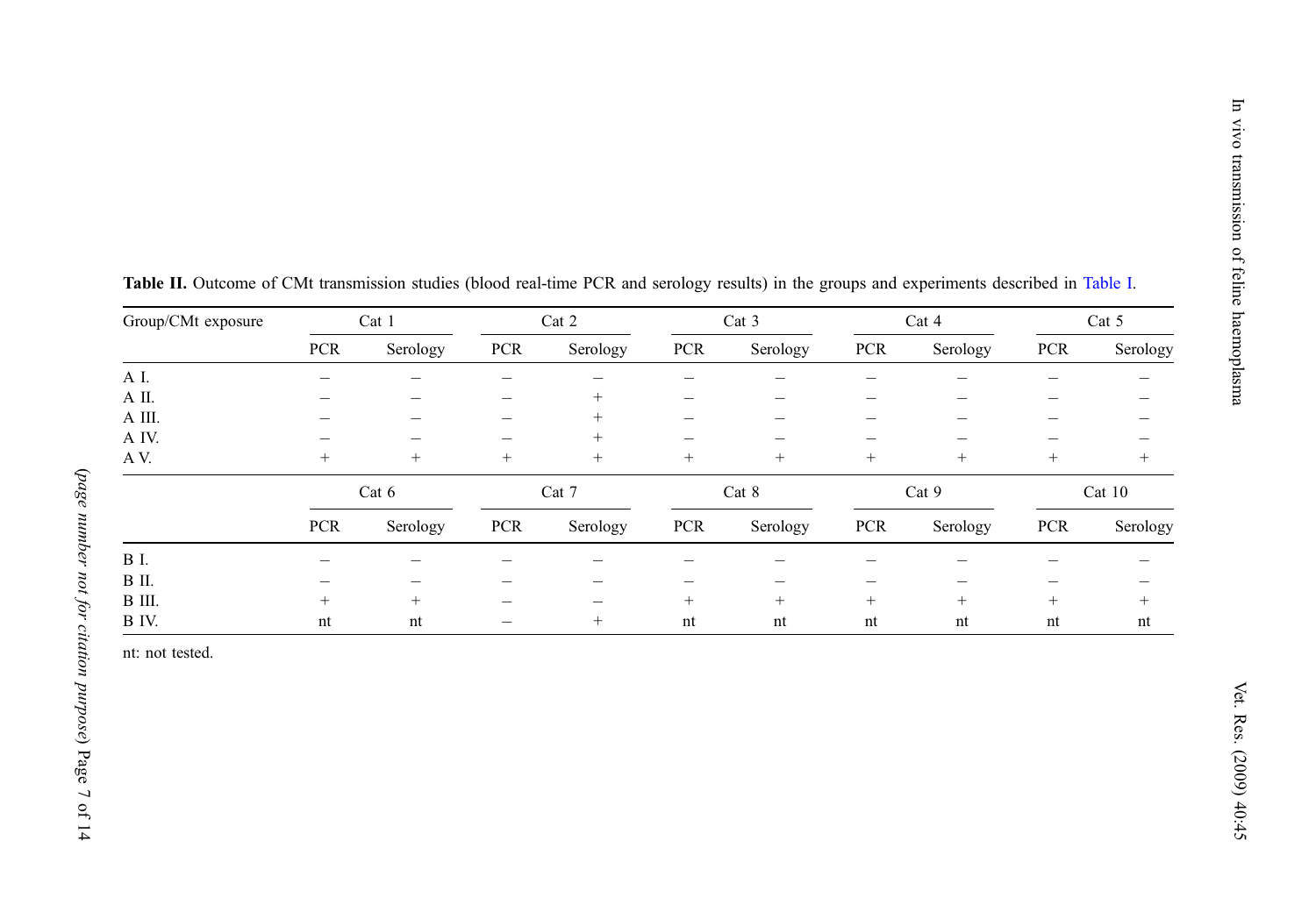**Table II.** Outcome of CMt transmission studies (blood real-time PCR and serology results) in the groups and experiments described in Table I.

| Group/CMt exposure | Cat 1 | | Cat 2 | | Cat 3 | | Cat 4 | | Cat 5 | |
|---|---|---|---|---|---|---|---|---|---|---|
| | PCR | Serology | PCR | Serology | PCR | Serology | PCR | Serology | PCR | Serology |
| A I. | – | – | – | – | – | – | – | – | – | – |
| A II. | – | – | – | + | – | – | – | – | – | – |
| A III. | – | – | – | + | – | – | – | – | – | – |
| A IV. | – | – | – | + | – | – | – | – | – | – |
| A V. | + | + | + | + | + | + | + | + | + | + |
| | **Cat 6** | | **Cat 7** | | **Cat 8** | | **Cat 9** | | **Cat 10** | |
| | PCR | Serology | PCR | Serology | PCR | Serology | PCR | Serology | PCR | Serology |
| B I. | – | – | – | – | – | – | – | – | – | – |
| B II. | – | – | – | – | – | – | – | – | – | – |
| B III. | + | + | – | – | + | + | + | + | + | + |
| B IV. | nt | nt | – | + | nt | nt | nt | nt | nt | nt |

nt: not tested.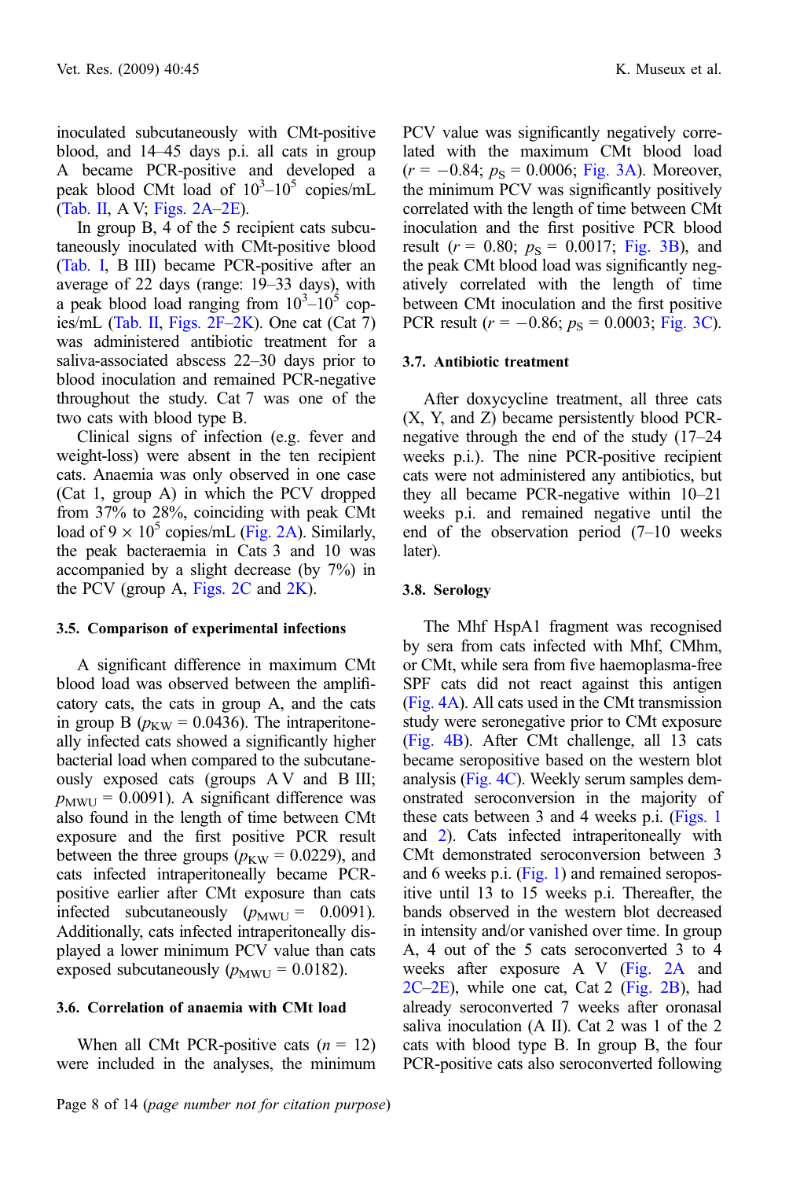inoculated subcutaneously with CMt-positive blood, and 14–45 days p.i. all cats in group A became PCR-positive and developed a peak blood CMt load of $10^3$–$10^5$ copies/mL (Tab. II, A V; Figs. 2A–2E).

In group B, 4 of the 5 recipient cats subcutaneously inoculated with CMt-positive blood (Tab. I, B III) became PCR-positive after an average of 22 days (range: 19–33 days), with a peak blood load ranging from $10^3$–$10^5$ copies/mL (Tab. II, Figs. 2F–2K). One cat (Cat 7) was administered antibiotic treatment for a saliva-associated abscess 22–30 days prior to blood inoculation and remained PCR-negative throughout the study. Cat 7 was one of the two cats with blood type B.

Clinical signs of infection (e.g. fever and weight-loss) were absent in the ten recipient cats. Anaemia was only observed in one case (Cat 1, group A) in which the PCV dropped from 37% to 28%, coinciding with peak CMt load of $9 \times 10^5$ copies/mL (Fig. 2A). Similarly, the peak bacteraemia in Cats 3 and 10 was accompanied by a slight decrease (by 7%) in the PCV (group A, Figs. 2C and 2K).

### 3.5. Comparison of experimental infections

A significant difference in maximum CMt blood load was observed between the amplificatory cats, the cats in group A, and the cats in group B ($p_{KW} = 0.0436$). The intraperitoneally infected cats showed a significantly higher bacterial load when compared to the subcutaneously exposed cats (groups A V and B III; $p_{MWU} = 0.0091$). A significant difference was also found in the length of time between CMt exposure and the first positive PCR result between the three groups ($p_{KW} = 0.0229$), and cats infected intraperitoneally became PCR-positive earlier after CMt exposure than cats infected subcutaneously ($p_{MWU} = 0.0091$). Additionally, cats infected intraperitoneally displayed a lower minimum PCV value than cats exposed subcutaneously ($p_{MWU} = 0.0182$).

### 3.6. Correlation of anaemia with CMt load

When all CMt PCR-positive cats ($n = 12$) were included in the analyses, the minimum PCV value was significantly negatively correlated with the maximum CMt blood load ($r = -0.84$; $p_S = 0.0006$; Fig. 3A). Moreover, the minimum PCV was significantly positively correlated with the length of time between CMt inoculation and the first positive PCR blood result ($r = 0.80$; $p_S = 0.0017$; Fig. 3B), and the peak CMt blood load was significantly negatively correlated with the length of time between CMt inoculation and the first positive PCR result ($r = -0.86$; $p_S = 0.0003$; Fig. 3C).

### 3.7. Antibiotic treatment

After doxycycline treatment, all three cats (X, Y, and Z) became persistently blood PCR-negative through the end of the study (17–24 weeks p.i.). The nine PCR-positive recipient cats were not administered any antibiotics, but they all became PCR-negative within 10–21 weeks p.i. and remained negative until the end of the observation period (7–10 weeks later).

### 3.8. Serology

The Mhf HspA1 fragment was recognised by sera from cats infected with Mhf, CMhm, or CMt, while sera from five haemoplasma-free SPF cats did not react against this antigen (Fig. 4A). All cats used in the CMt transmission study were seronegative prior to CMt exposure (Fig. 4B). After CMt challenge, all 13 cats became seropositive based on the western blot analysis (Fig. 4C). Weekly serum samples demonstrated seroconversion in the majority of these cats between 3 and 4 weeks p.i. (Figs. 1 and 2). Cats infected intraperitoneally with CMt demonstrated seroconversion between 3 and 6 weeks p.i. (Fig. 1) and remained seropositive until 13 to 15 weeks p.i. Thereafter, the bands observed in the western blot decreased in intensity and/or vanished over time. In group A, 4 out of the 5 cats seroconverted 3 to 4 weeks after exposure A V (Fig. 2A and 2C–2E), while one cat, Cat 2 (Fig. 2B), had already seroconverted 7 weeks after oronasal saliva inoculation (A II). Cat 2 was 1 of the 2 cats with blood type B. In group B, the four PCR-positive cats also seroconverted following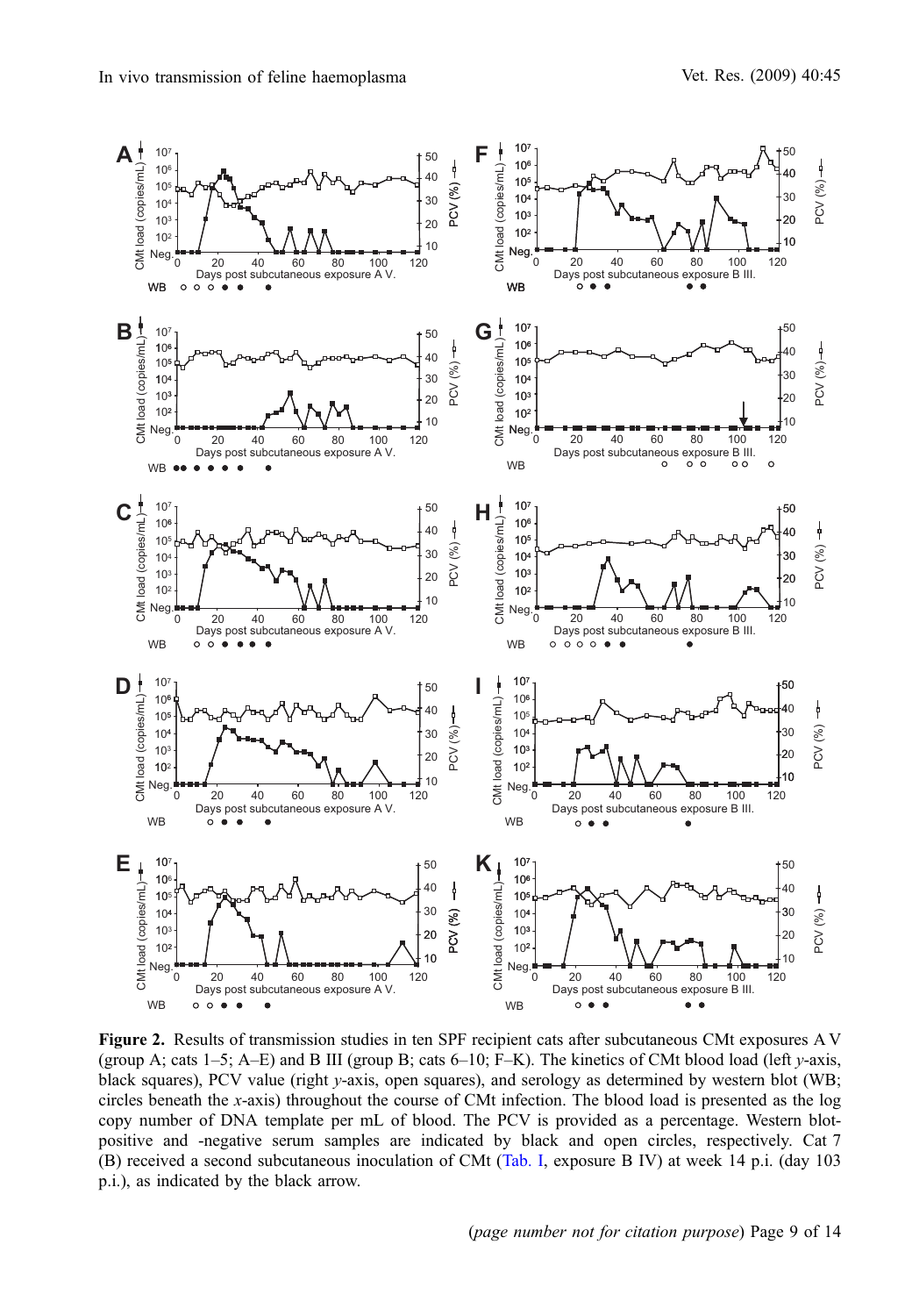**Figure 2.** Results of transmission studies in ten SPF recipient cats after subcutaneous CMt exposures A V (group A; cats 1–5; A–E) and B III (group B; cats 6–10; F–K). The kinetics of CMt blood load (left *y*-axis, black squares), PCV value (right *y*-axis, open squares), and serology as determined by western blot (WB; circles beneath the *x*-axis) throughout the course of CMt infection. The blood load is presented as the log copy number of DNA template per mL of blood. The PCV is provided as a percentage. Western blot-positive and -negative serum samples are indicated by black and open circles, respectively. Cat 7 (B) received a second subcutaneous inoculation of CMt (Tab. I, exposure B IV) at week 14 p.i. (day 103 p.i.), as indicated by the black arrow.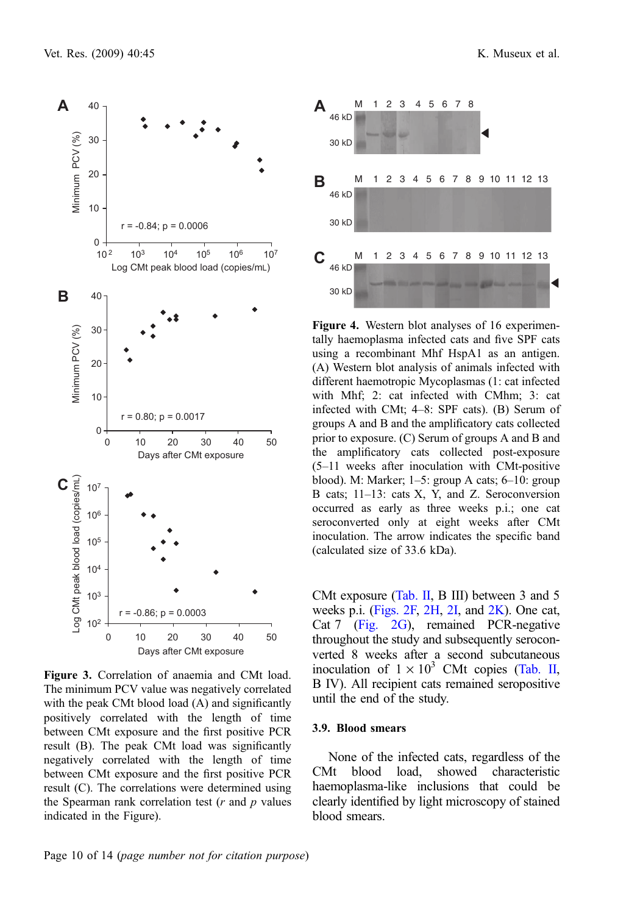**Figure 3.** Correlation of anaemia and CMt load. The minimum PCV value was negatively correlated with the peak CMt blood load (A) and significantly positively correlated with the length of time between CMt exposure and the first positive PCR result (B). The peak CMt load was significantly negatively correlated with the length of time between CMt exposure and the first positive PCR result (C). The correlations were determined using the Spearman rank correlation test ($r$ and $p$ values indicated in the Figure).

**Figure 4.** Western blot analyses of 16 experimentally haemoplasma infected cats and five SPF cats using a recombinant Mhf HspA1 as an antigen. (A) Western blot analysis of animals infected with different haemotropic Mycoplasmas (1: cat infected with Mhf; 2: cat infected with CMhm; 3: cat infected with CMt; 4–8: SPF cats). (B) Serum of groups A and B and the amplificatory cats collected prior to exposure. (C) Serum of groups A and B and the amplificatory cats collected post-exposure (5–11 weeks after inoculation with CMt-positive blood). M: Marker; 1–5: group A cats; 6–10: group B cats; 11–13: cats X, Y, and Z. Seroconversion occurred as early as three weeks p.i.; one cat seroconverted only at eight weeks after CMt inoculation. The arrow indicates the specific band (calculated size of 33.6 kDa).

CMt exposure (Tab. II, B III) between 3 and 5 weeks p.i. (Figs. 2F, 2H, 2I, and 2K). One cat, Cat 7 (Fig. 2G), remained PCR-negative throughout the study and subsequently seroconverted 8 weeks after a second subcutaneous inoculation of $1 \times 10^3$ CMt copies (Tab. II, B IV). All recipient cats remained seropositive until the end of the study.

### 3.9. Blood smears

None of the infected cats, regardless of the CMt blood load, showed characteristic haemoplasma-like inclusions that could be clearly identified by light microscopy of stained blood smears.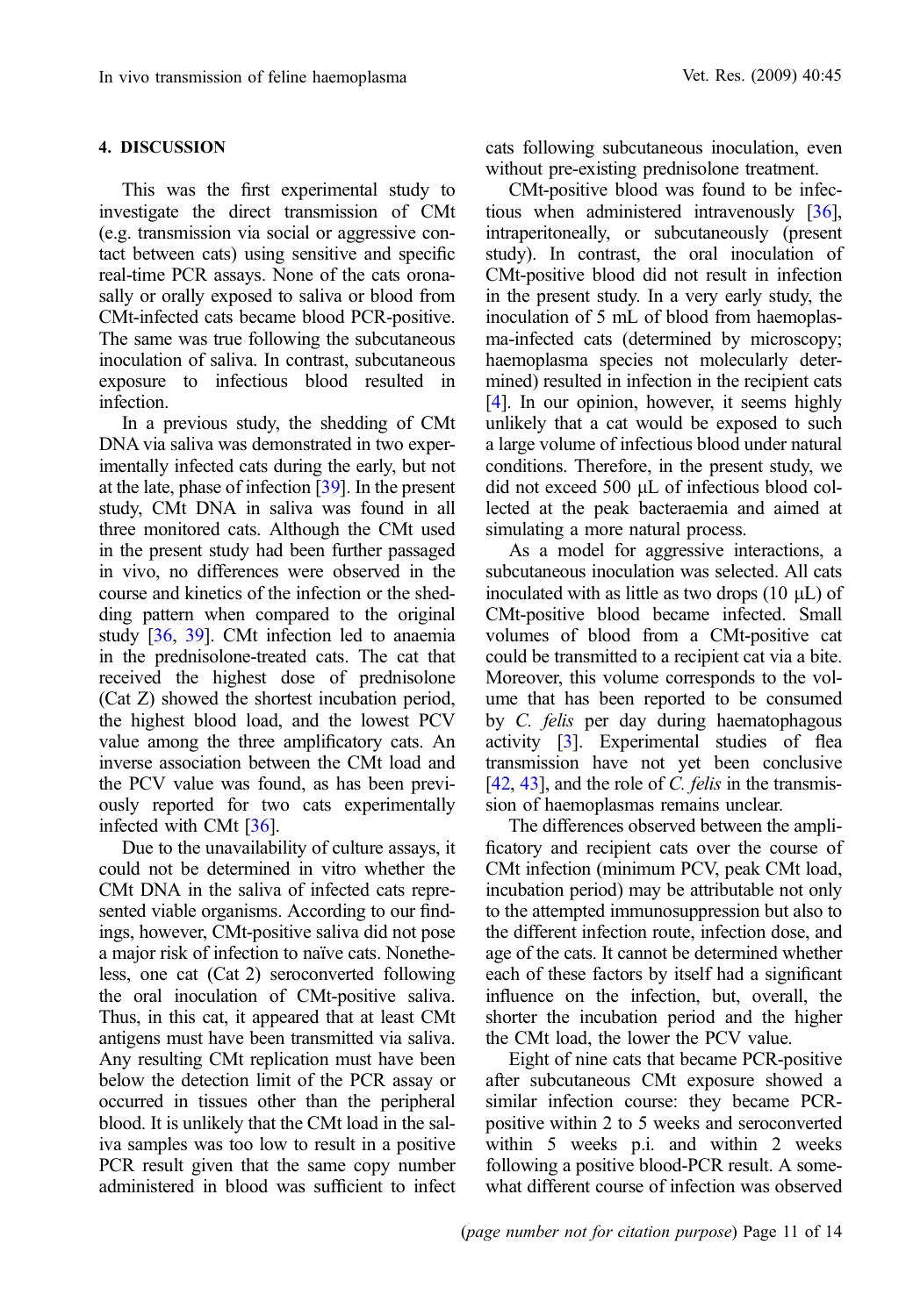## 4. DISCUSSION

This was the first experimental study to investigate the direct transmission of CMt (e.g. transmission via social or aggressive contact between cats) using sensitive and specific real-time PCR assays. None of the cats oronasally or orally exposed to saliva or blood from CMt-infected cats became blood PCR-positive. The same was true following the subcutaneous inoculation of saliva. In contrast, subcutaneous exposure to infectious blood resulted in infection.

In a previous study, the shedding of CMt DNA via saliva was demonstrated in two experimentally infected cats during the early, but not at the late, phase of infection [39]. In the present study, CMt DNA in saliva was found in all three monitored cats. Although the CMt used in the present study had been further passaged in vivo, no differences were observed in the course and kinetics of the infection or the shedding pattern when compared to the original study [36, 39]. CMt infection led to anaemia in the prednisolone-treated cats. The cat that received the highest dose of prednisolone (Cat Z) showed the shortest incubation period, the highest blood load, and the lowest PCV value among the three amplificatory cats. An inverse association between the CMt load and the PCV value was found, as has been previously reported for two cats experimentally infected with CMt [36].

Due to the unavailability of culture assays, it could not be determined in vitro whether the CMt DNA in the saliva of infected cats represented viable organisms. According to our findings, however, CMt-positive saliva did not pose a major risk of infection to naïve cats. Nonetheless, one cat (Cat 2) seroconverted following the oral inoculation of CMt-positive saliva. Thus, in this cat, it appeared that at least CMt antigens must have been transmitted via saliva. Any resulting CMt replication must have been below the detection limit of the PCR assay or occurred in tissues other than the peripheral blood. It is unlikely that the CMt load in the saliva samples was too low to result in a positive PCR result given that the same copy number administered in blood was sufficient to infect cats following subcutaneous inoculation, even without pre-existing prednisolone treatment.

CMt-positive blood was found to be infectious when administered intravenously [36], intraperitoneally, or subcutaneously (present study). In contrast, the oral inoculation of CMt-positive blood did not result in infection in the present study. In a very early study, the inoculation of 5 mL of blood from haemoplasma-infected cats (determined by microscopy; haemoplasma species not molecularly determined) resulted in infection in the recipient cats [4]. In our opinion, however, it seems highly unlikely that a cat would be exposed to such a large volume of infectious blood under natural conditions. Therefore, in the present study, we did not exceed 500 μL of infectious blood collected at the peak bacteraemia and aimed at simulating a more natural process.

As a model for aggressive interactions, a subcutaneous inoculation was selected. All cats inoculated with as little as two drops (10 μL) of CMt-positive blood became infected. Small volumes of blood from a CMt-positive cat could be transmitted to a recipient cat via a bite. Moreover, this volume corresponds to the volume that has been reported to be consumed by *C. felis* per day during haematophagous activity [3]. Experimental studies of flea transmission have not yet been conclusive [42, 43], and the role of *C. felis* in the transmission of haemoplasmas remains unclear.

The differences observed between the amplificatory and recipient cats over the course of CMt infection (minimum PCV, peak CMt load, incubation period) may be attributable not only to the attempted immunosuppression but also to the different infection route, infection dose, and age of the cats. It cannot be determined whether each of these factors by itself had a significant influence on the infection, but, overall, the shorter the incubation period and the higher the CMt load, the lower the PCV value.

Eight of nine cats that became PCR-positive after subcutaneous CMt exposure showed a similar infection course: they became PCR-positive within 2 to 5 weeks and seroconverted within 5 weeks p.i. and within 2 weeks following a positive blood-PCR result. A somewhat different course of infection was observed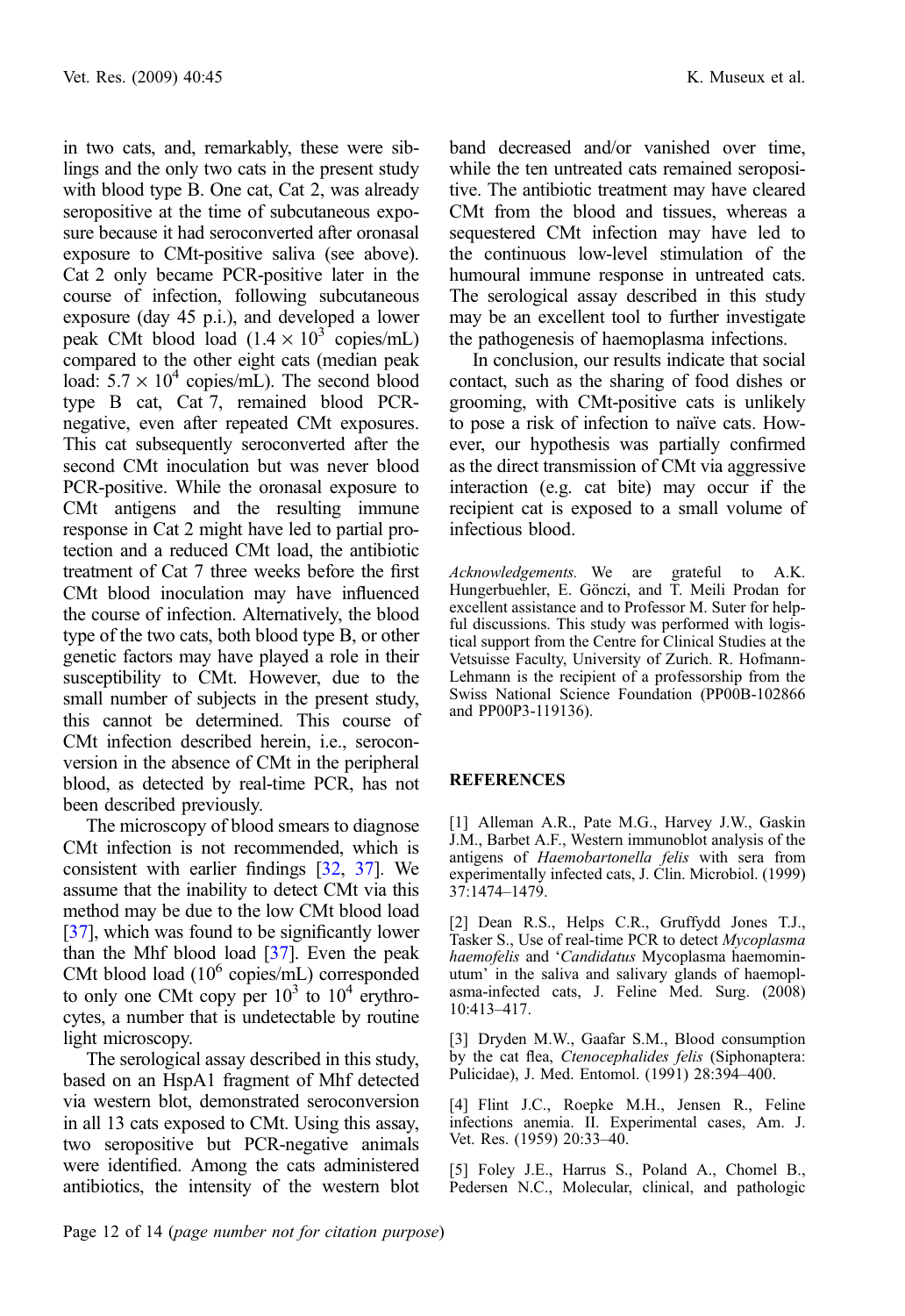in two cats, and, remarkably, these were siblings and the only two cats in the present study with blood type B. One cat, Cat 2, was already seropositive at the time of subcutaneous exposure because it had seroconverted after oronasal exposure to CMt-positive saliva (see above). Cat 2 only became PCR-positive later in the course of infection, following subcutaneous exposure (day 45 p.i.), and developed a lower peak CMt blood load ($1.4 \times 10^3$ copies/mL) compared to the other eight cats (median peak load: $5.7 \times 10^4$ copies/mL). The second blood type B cat, Cat 7, remained blood PCR-negative, even after repeated CMt exposures. This cat subsequently seroconverted after the second CMt inoculation but was never blood PCR-positive. While the oronasal exposure to CMt antigens and the resulting immune response in Cat 2 might have led to partial protection and a reduced CMt load, the antibiotic treatment of Cat 7 three weeks before the first CMt blood inoculation may have influenced the course of infection. Alternatively, the blood type of the two cats, both blood type B, or other genetic factors may have played a role in their susceptibility to CMt. However, due to the small number of subjects in the present study, this cannot be determined. This course of CMt infection described herein, i.e., seroconversion in the absence of CMt in the peripheral blood, as detected by real-time PCR, has not been described previously.

The microscopy of blood smears to diagnose CMt infection is not recommended, which is consistent with earlier findings [32, 37]. We assume that the inability to detect CMt via this method may be due to the low CMt blood load [37], which was found to be significantly lower than the Mhf blood load [37]. Even the peak CMt blood load ($10^6$ copies/mL) corresponded to only one CMt copy per $10^3$ to $10^4$ erythrocytes, a number that is undetectable by routine light microscopy.

The serological assay described in this study, based on an HspA1 fragment of Mhf detected via western blot, demonstrated seroconversion in all 13 cats exposed to CMt. Using this assay, two seropositive but PCR-negative animals were identified. Among the cats administered antibiotics, the intensity of the western blot band decreased and/or vanished over time, while the ten untreated cats remained seropositive. The antibiotic treatment may have cleared CMt from the blood and tissues, whereas a sequestered CMt infection may have led to the continuous low-level stimulation of the humoural immune response in untreated cats. The serological assay described in this study may be an excellent tool to further investigate the pathogenesis of haemoplasma infections.

In conclusion, our results indicate that social contact, such as the sharing of food dishes or grooming, with CMt-positive cats is unlikely to pose a risk of infection to naïve cats. However, our hypothesis was partially confirmed as the direct transmission of CMt via aggressive interaction (e.g. cat bite) may occur if the recipient cat is exposed to a small volume of infectious blood.

*Acknowledgements.* We are grateful to A.K. Hungerbuehler, E. Gönczi, and T. Meili Prodan for excellent assistance and to Professor M. Suter for helpful discussions. This study was performed with logistical support from the Centre for Clinical Studies at the Vetsuisse Faculty, University of Zurich. R. Hofmann-Lehmann is the recipient of a professorship from the Swiss National Science Foundation (PP00B-102866 and PP00P3-119136).

## REFERENCES

[1] Alleman A.R., Pate M.G., Harvey J.W., Gaskin J.M., Barbet A.F., Western immunoblot analysis of the antigens of *Haemobartonella felis* with sera from experimentally infected cats, J. Clin. Microbiol. (1999) 37:1474–1479.

[2] Dean R.S., Helps C.R., Gruffydd Jones T.J., Tasker S., Use of real-time PCR to detect *Mycoplasma haemofelis* and '*Candidatus* Mycoplasma haemominutum' in the saliva and salivary glands of haemoplasma-infected cats, J. Feline Med. Surg. (2008) 10:413–417.

[3] Dryden M.W., Gaafar S.M., Blood consumption by the cat flea, *Ctenocephalides felis* (Siphonaptera: Pulicidae), J. Med. Entomol. (1991) 28:394–400.

[4] Flint J.C., Roepke M.H., Jensen R., Feline infections anemia. II. Experimental cases, Am. J. Vet. Res. (1959) 20:33–40.

[5] Foley J.E., Harrus S., Poland A., Chomel B., Pedersen N.C., Molecular, clinical, and pathologic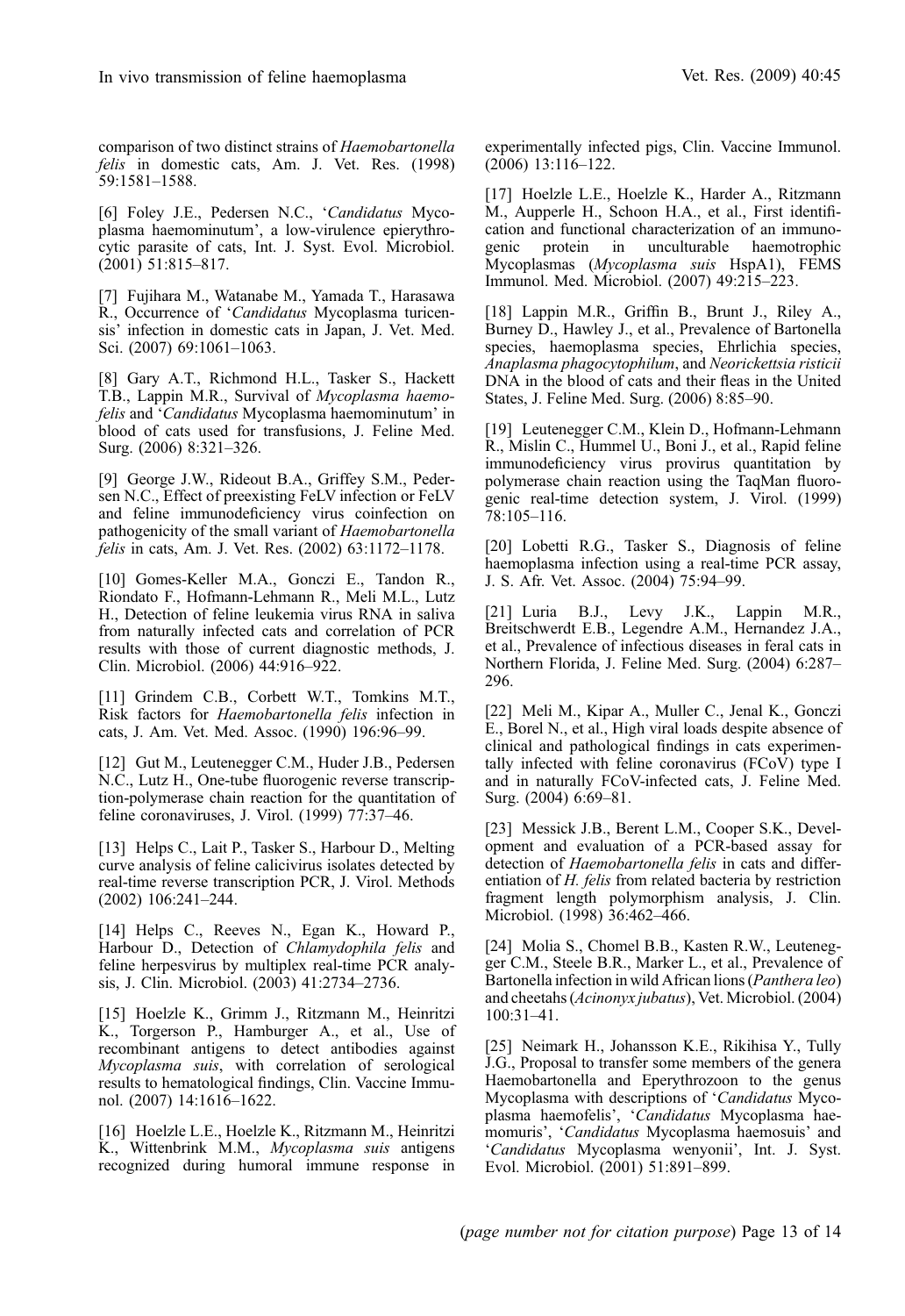comparison of two distinct strains of *Haemobartonella felis* in domestic cats, Am. J. Vet. Res. (1998) 59:1581–1588.

[6] Foley J.E., Pedersen N.C., '*Candidatus* Mycoplasma haemominutum', a low-virulence epierythrocytic parasite of cats, Int. J. Syst. Evol. Microbiol. (2001) 51:815–817.

[7] Fujihara M., Watanabe M., Yamada T., Harasawa R., Occurrence of '*Candidatus* Mycoplasma turicensis' infection in domestic cats in Japan, J. Vet. Med. Sci. (2007) 69:1061–1063.

[8] Gary A.T., Richmond H.L., Tasker S., Hackett T.B., Lappin M.R., Survival of *Mycoplasma haemofelis* and '*Candidatus* Mycoplasma haemominutum' in blood of cats used for transfusions, J. Feline Med. Surg. (2006) 8:321–326.

[9] George J.W., Rideout B.A., Griffey S.M., Pedersen N.C., Effect of preexisting FeLV infection or FeLV and feline immunodeficiency virus coinfection on pathogenicity of the small variant of *Haemobartonella felis* in cats, Am. J. Vet. Res. (2002) 63:1172–1178.

[10] Gomes-Keller M.A., Gonczi E., Tandon R., Riondato F., Hofmann-Lehmann R., Meli M.L., Lutz H., Detection of feline leukemia virus RNA in saliva from naturally infected cats and correlation of PCR results with those of current diagnostic methods, J. Clin. Microbiol. (2006) 44:916–922.

[11] Grindem C.B., Corbett W.T., Tomkins M.T., Risk factors for *Haemobartonella felis* infection in cats, J. Am. Vet. Med. Assoc. (1990) 196:96–99.

[12] Gut M., Leutenegger C.M., Huder J.B., Pedersen N.C., Lutz H., One-tube fluorogenic reverse transcription-polymerase chain reaction for the quantitation of feline coronaviruses, J. Virol. (1999) 77:37–46.

[13] Helps C., Lait P., Tasker S., Harbour D., Melting curve analysis of feline calicivirus isolates detected by real-time reverse transcription PCR, J. Virol. Methods (2002) 106:241–244.

[14] Helps C., Reeves N., Egan K., Howard P., Harbour D., Detection of *Chlamydophila felis* and feline herpesvirus by multiplex real-time PCR analysis, J. Clin. Microbiol. (2003) 41:2734–2736.

[15] Hoelzle K., Grimm J., Ritzmann M., Heinritzi K., Torgerson P., Hamburger A., et al., Use of recombinant antigens to detect antibodies against *Mycoplasma suis*, with correlation of serological results to hematological findings, Clin. Vaccine Immunol. (2007) 14:1616–1622.

[16] Hoelzle L.E., Hoelzle K., Ritzmann M., Heinritzi K., Wittenbrink M.M., *Mycoplasma suis* antigens recognized during humoral immune response in experimentally infected pigs, Clin. Vaccine Immunol. (2006) 13:116–122.

[17] Hoelzle L.E., Hoelzle K., Harder A., Ritzmann M., Aupperle H., Schoon H.A., et al., First identification and functional characterization of an immunogenic protein in unculturable haemotrophic Mycoplasmas (*Mycoplasma suis* HspA1), FEMS Immunol. Med. Microbiol. (2007) 49:215–223.

[18] Lappin M.R., Griffin B., Brunt J., Riley A., Burney D., Hawley J., et al., Prevalence of Bartonella species, haemoplasma species, Ehrlichia species, *Anaplasma phagocytophilum*, and *Neorickettsia risticii* DNA in the blood of cats and their fleas in the United States, J. Feline Med. Surg. (2006) 8:85–90.

[19] Leutenegger C.M., Klein D., Hofmann-Lehmann R., Mislin C., Hummel U., Boni J., et al., Rapid feline immunodeficiency virus provirus quantitation by polymerase chain reaction using the TaqMan fluorogenic real-time detection system, J. Virol. (1999) 78:105–116.

[20] Lobetti R.G., Tasker S., Diagnosis of feline haemoplasma infection using a real-time PCR assay, J. S. Afr. Vet. Assoc. (2004) 75:94–99.

[21] Luria B.J., Levy J.K., Lappin M.R., Breitschwerdt E.B., Legendre A.M., Hernandez J.A., et al., Prevalence of infectious diseases in feral cats in Northern Florida, J. Feline Med. Surg. (2004) 6:287–296.

[22] Meli M., Kipar A., Muller C., Jenal K., Gonczi E., Borel N., et al., High viral loads despite absence of clinical and pathological findings in cats experimentally infected with feline coronavirus (FCoV) type I and in naturally FCoV-infected cats, J. Feline Med. Surg. (2004) 6:69–81.

[23] Messick J.B., Berent L.M., Cooper S.K., Development and evaluation of a PCR-based assay for detection of *Haemobartonella felis* in cats and differentiation of *H. felis* from related bacteria by restriction fragment length polymorphism analysis, J. Clin. Microbiol. (1998) 36:462–466.

[24] Molia S., Chomel B.B., Kasten R.W., Leutenegger C.M., Steele B.R., Marker L., et al., Prevalence of Bartonella infection in wild African lions (*Panthera leo*) and cheetahs (*Acinonyx jubatus*), Vet. Microbiol. (2004) 100:31–41.

[25] Neimark H., Johansson K.E., Rikihisa Y., Tully J.G., Proposal to transfer some members of the genera Haemobartonella and Eperythrozoon to the genus Mycoplasma with descriptions of '*Candidatus* Mycoplasma haemofelis', '*Candidatus* Mycoplasma haemomuris', '*Candidatus* Mycoplasma haemosuis' and '*Candidatus* Mycoplasma wenyonii', Int. J. Syst. Evol. Microbiol. (2001) 51:891–899.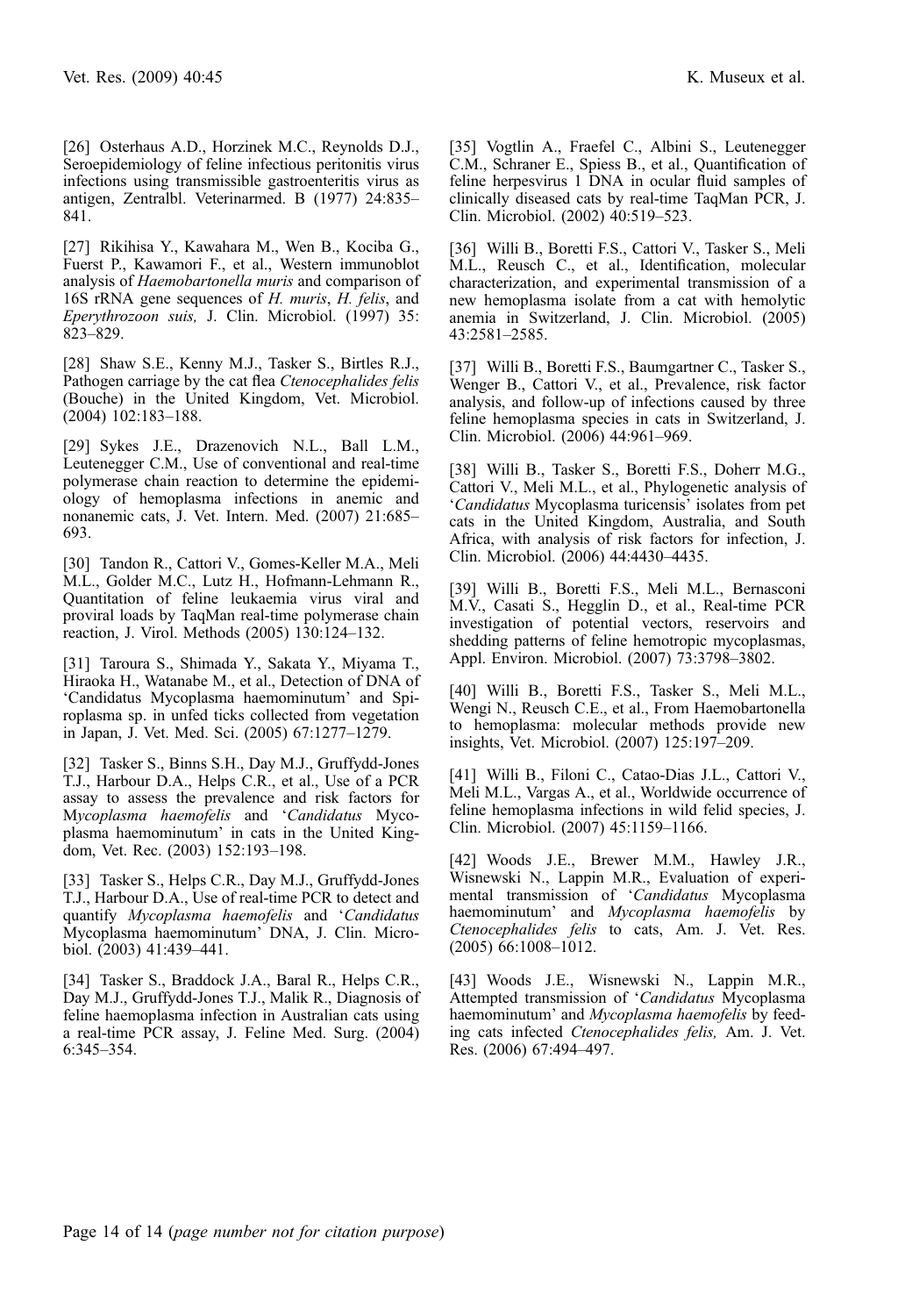[26] Osterhaus A.D., Horzinek M.C., Reynolds D.J., Seroepidemiology of feline infectious peritonitis virus infections using transmissible gastroenteritis virus as antigen, Zentralbl. Veterinarmed. B (1977) 24:835–841.

[27] Rikihisa Y., Kawahara M., Wen B., Kociba G., Fuerst P., Kawamori F., et al., Western immunoblot analysis of *Haemobartonella muris* and comparison of 16S rRNA gene sequences of *H. muris*, *H. felis*, and *Eperythrozoon suis,* J. Clin. Microbiol. (1997) 35: 823–829.

[28] Shaw S.E., Kenny M.J., Tasker S., Birtles R.J., Pathogen carriage by the cat flea *Ctenocephalides felis* (Bouche) in the United Kingdom, Vet. Microbiol. (2004) 102:183–188.

[29] Sykes J.E., Drazenovich N.L., Ball L.M., Leutenegger C.M., Use of conventional and real-time polymerase chain reaction to determine the epidemiology of hemoplasma infections in anemic and nonanemic cats, J. Vet. Intern. Med. (2007) 21:685–693.

[30] Tandon R., Cattori V., Gomes-Keller M.A., Meli M.L., Golder M.C., Lutz H., Hofmann-Lehmann R., Quantitation of feline leukaemia virus viral and proviral loads by TaqMan real-time polymerase chain reaction, J. Virol. Methods (2005) 130:124–132.

[31] Taroura S., Shimada Y., Sakata Y., Miyama T., Hiraoka H., Watanabe M., et al., Detection of DNA of 'Candidatus Mycoplasma haemominutum' and Spiroplasma sp. in unfed ticks collected from vegetation in Japan, J. Vet. Med. Sci. (2005) 67:1277–1279.

[32] Tasker S., Binns S.H., Day M.J., Gruffydd-Jones T.J., Harbour D.A., Helps C.R., et al., Use of a PCR assay to assess the prevalence and risk factors for M*ycoplasma haemofelis* and '*Candidatus* Mycoplasma haemominutum' in cats in the United Kingdom, Vet. Rec. (2003) 152:193–198.

[33] Tasker S., Helps C.R., Day M.J., Gruffydd-Jones T.J., Harbour D.A., Use of real-time PCR to detect and quantify *Mycoplasma haemofelis* and '*Candidatus* Mycoplasma haemominutum' DNA, J. Clin. Microbiol. (2003) 41:439–441.

[34] Tasker S., Braddock J.A., Baral R., Helps C.R., Day M.J., Gruffydd-Jones T.J., Malik R., Diagnosis of feline haemoplasma infection in Australian cats using a real-time PCR assay, J. Feline Med. Surg. (2004) 6:345–354.

[35] Vogtlin A., Fraefel C., Albini S., Leutenegger C.M., Schraner E., Spiess B., et al., Quantification of feline herpesvirus 1 DNA in ocular fluid samples of clinically diseased cats by real-time TaqMan PCR, J. Clin. Microbiol. (2002) 40:519–523.

[36] Willi B., Boretti F.S., Cattori V., Tasker S., Meli M.L., Reusch C., et al., Identification, molecular characterization, and experimental transmission of a new hemoplasma isolate from a cat with hemolytic anemia in Switzerland, J. Clin. Microbiol. (2005) 43:2581–2585.

[37] Willi B., Boretti F.S., Baumgartner C., Tasker S., Wenger B., Cattori V., et al., Prevalence, risk factor analysis, and follow-up of infections caused by three feline hemoplasma species in cats in Switzerland, J. Clin. Microbiol. (2006) 44:961–969.

[38] Willi B., Tasker S., Boretti F.S., Doherr M.G., Cattori V., Meli M.L., et al., Phylogenetic analysis of '*Candidatus* Mycoplasma turicensis' isolates from pet cats in the United Kingdom, Australia, and South Africa, with analysis of risk factors for infection, J. Clin. Microbiol. (2006) 44:4430–4435.

[39] Willi B., Boretti F.S., Meli M.L., Bernasconi M.V., Casati S., Hegglin D., et al., Real-time PCR investigation of potential vectors, reservoirs and shedding patterns of feline hemotropic mycoplasmas, Appl. Environ. Microbiol. (2007) 73:3798–3802.

[40] Willi B., Boretti F.S., Tasker S., Meli M.L., Wengi N., Reusch C.E., et al., From Haemobartonella to hemoplasma: molecular methods provide new insights, Vet. Microbiol. (2007) 125:197–209.

[41] Willi B., Filoni C., Catao-Dias J.L., Cattori V., Meli M.L., Vargas A., et al., Worldwide occurrence of feline hemoplasma infections in wild felid species, J. Clin. Microbiol. (2007) 45:1159–1166.

[42] Woods J.E., Brewer M.M., Hawley J.R., Wisnewski N., Lappin M.R., Evaluation of experimental transmission of '*Candidatus* Mycoplasma haemominutum' and *Mycoplasma haemofelis* by *Ctenocephalides felis* to cats, Am. J. Vet. Res. (2005) 66:1008–1012.

[43] Woods J.E., Wisnewski N., Lappin M.R., Attempted transmission of '*Candidatus* Mycoplasma haemominutum' and *Mycoplasma haemofelis* by feeding cats infected *Ctenocephalides felis,* Am. J. Vet. Res. (2006) 67:494–497.